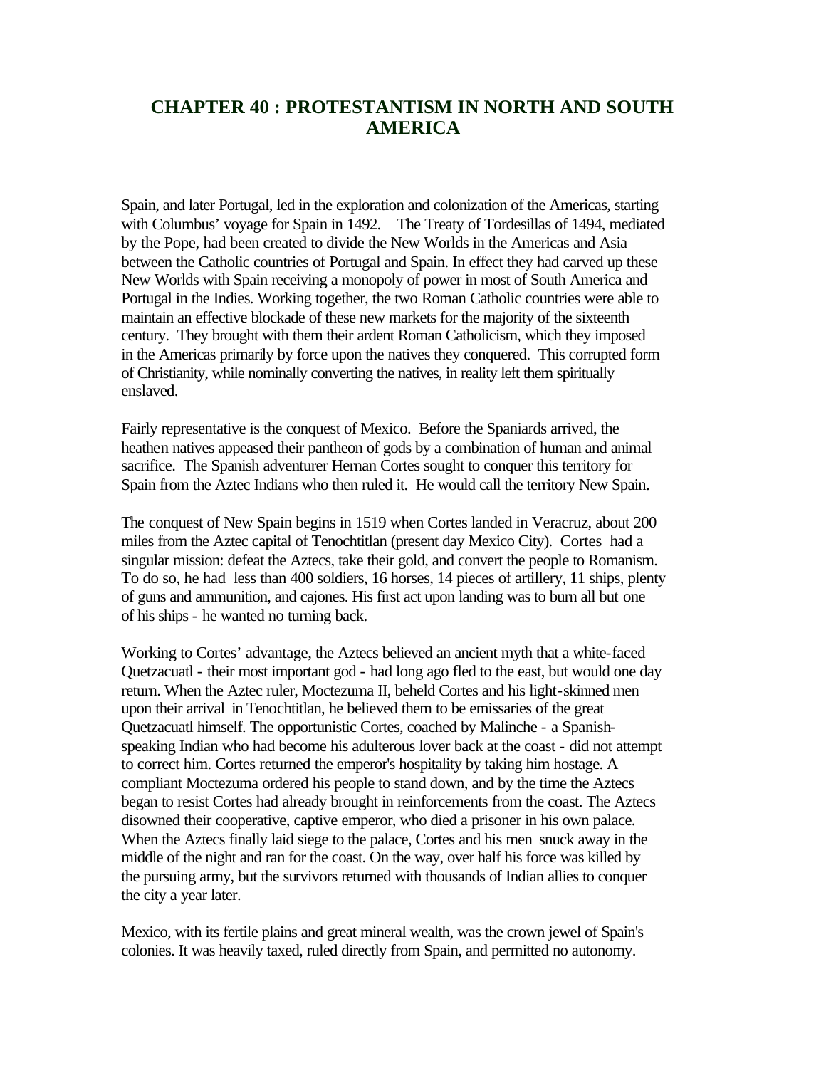# CHAPTER 40 : PROTESTANTISM IN NORTH AND SOUTH AMERICA

Spain, and later Portugal, led in the exploration and colonization of the Americas, starting with Columbus' voyage for Spain in 1492. The Treaty of Tordesillas of 1494, mediated by the Pope, had been created to divide the New Worlds in the Americas and Asia between the Catholic countries of Portugal and Spain. In effect they had carved up these New Worlds with Spain receiving a monopoly of power in most of South America and Portugal in the Indies. Working together, the two Roman Catholic countries were able to maintain an effective blockade of these new markets for the majority of the sixteenth century. They brought with them their ardent Roman Catholicism, which they imposed in the Americas primarily by force upon the natives they conquered. This corrupted form of Christianity, while nominally converting the natives, in reality left them spiritually enslaved.

Fairly representative is the conquest of Mexico. Before the Spaniards arrived, the heathen natives appeased their pantheon of gods by a combination of human and animal sacrifice. The Spanish adventurer Hernan Cortes sought to conquer this territory for Spain from the Aztec Indians who then ruled it. He would call the territory New Spain.

The conquest of New Spain begins in 1519 when Cortes landed in Veracruz, about 200 miles from the Aztec capital of Tenochtitlan (present day Mexico City). Cortes had a singular mission: defeat the Aztecs, take their gold, and convert the people to Romanism. To do so, he had less than 400 soldiers, 16 horses, 14 pieces of artillery, 11 ships, plenty of guns and ammunition, and cajones. His first act upon landing was to burn all but one of his ships - he wanted no turning back.

Working to Cortes' advantage, the Aztecs believed an ancient myth that a white-faced Quetzacuatl - their most important god - had long ago fled to the east, but would one day return. When the Aztec ruler, Moctezuma II, beheld Cortes and his light-skinned men upon their arrival in Tenochtitlan, he believed them to be emissaries of the great Quetzacuatl himself. The opportunistic Cortes, coached by Malinche - a Spanish-speaking Indian who had become his adulterous lover back at the coast - did not attempt to correct him. Cortes returned the emperor's hospitality by taking him hostage. A compliant Moctezuma ordered his people to stand down, and by the time the Aztecs began to resist Cortes had already brought in reinforcements from the coast. The Aztecs disowned their cooperative, captive emperor, who died a prisoner in his own palace. When the Aztecs finally laid siege to the palace, Cortes and his men snuck away in the middle of the night and ran for the coast. On the way, over half his force was killed by the pursuing army, but the survivors returned with thousands of Indian allies to conquer the city a year later.

Mexico, with its fertile plains and great mineral wealth, was the crown jewel of Spain's colonies. It was heavily taxed, ruled directly from Spain, and permitted no autonomy.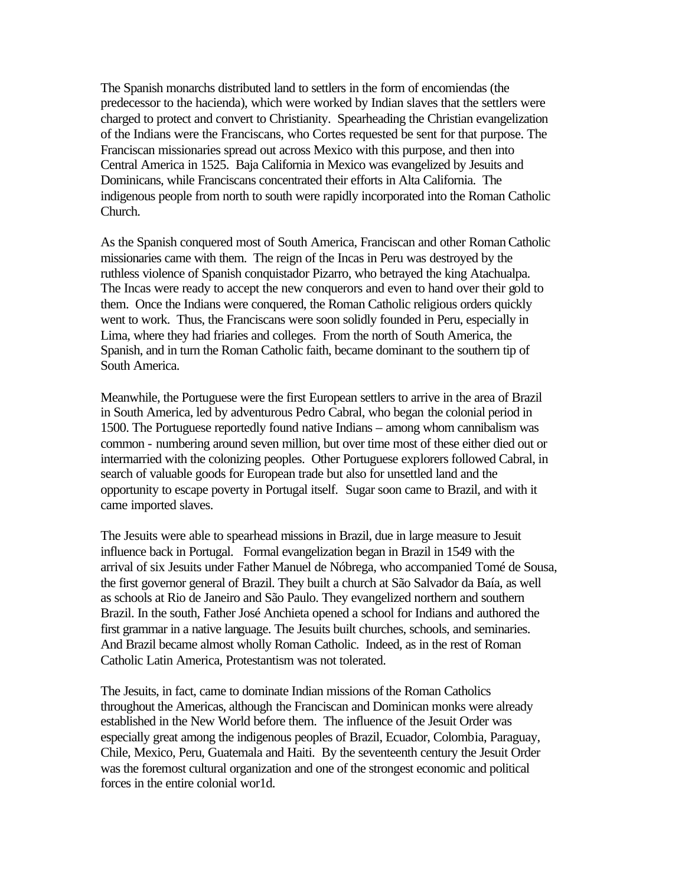The Spanish monarchs distributed land to settlers in the form of encomiendas (the predecessor to the hacienda), which were worked by Indian slaves that the settlers were charged to protect and convert to Christianity. Spearheading the Christian evangelization of the Indians were the Franciscans, who Cortes requested be sent for that purpose. The Franciscan missionaries spread out across Mexico with this purpose, and then into Central America in 1525. Baja California in Mexico was evangelized by Jesuits and Dominicans, while Franciscans concentrated their efforts in Alta California. The indigenous people from north to south were rapidly incorporated into the Roman Catholic Church.

As the Spanish conquered most of South America, Franciscan and other Roman Catholic missionaries came with them. The reign of the Incas in Peru was destroyed by the ruthless violence of Spanish conquistador Pizarro, who betrayed the king Atachualpa. The Incas were ready to accept the new conquerors and even to hand over their gold to them. Once the Indians were conquered, the Roman Catholic religious orders quickly went to work. Thus, the Franciscans were soon solidly founded in Peru, especially in Lima, where they had friaries and colleges. From the north of South America, the Spanish, and in turn the Roman Catholic faith, became dominant to the southern tip of South America.

Meanwhile, the Portuguese were the first European settlers to arrive in the area of Brazil in South America, led by adventurous Pedro Cabral, who began the colonial period in 1500. The Portuguese reportedly found native Indians – among whom cannibalism was common - numbering around seven million, but over time most of these either died out or intermarried with the colonizing peoples. Other Portuguese explorers followed Cabral, in search of valuable goods for European trade but also for unsettled land and the opportunity to escape poverty in Portugal itself. Sugar soon came to Brazil, and with it came imported slaves.

The Jesuits were able to spearhead missions in Brazil, due in large measure to Jesuit influence back in Portugal. Formal evangelization began in Brazil in 1549 with the arrival of six Jesuits under Father Manuel de Nóbrega, who accompanied Tomé de Sousa, the first governor general of Brazil. They built a church at São Salvador da Baía, as well as schools at Rio de Janeiro and São Paulo. They evangelized northern and southern Brazil. In the south, Father José Anchieta opened a school for Indians and authored the first grammar in a native language. The Jesuits built churches, schools, and seminaries. And Brazil became almost wholly Roman Catholic. Indeed, as in the rest of Roman Catholic Latin America, Protestantism was not tolerated.

The Jesuits, in fact, came to dominate Indian missions of the Roman Catholics throughout the Americas, although the Franciscan and Dominican monks were already established in the New World before them. The influence of the Jesuit Order was especially great among the indigenous peoples of Brazil, Ecuador, Colombia, Paraguay, Chile, Mexico, Peru, Guatemala and Haiti. By the seventeenth century the Jesuit Order was the foremost cultural organization and one of the strongest economic and political forces in the entire colonial wor1d.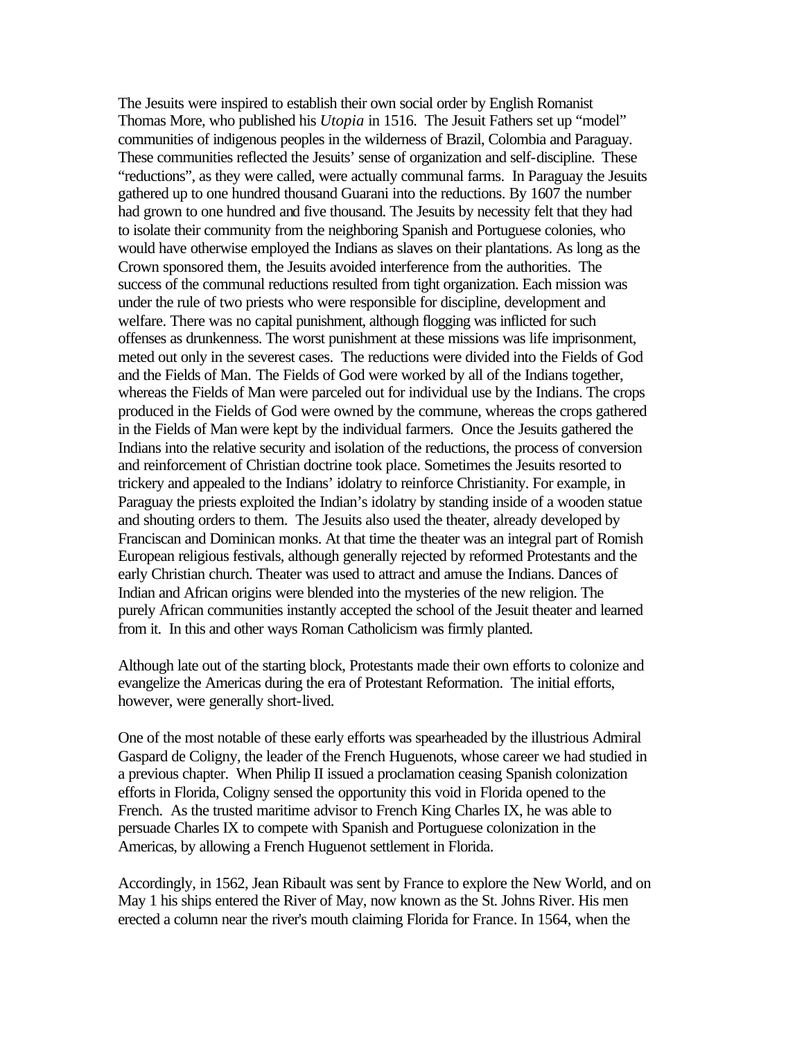The Jesuits were inspired to establish their own social order by English Romanist Thomas More, who published his *Utopia* in 1516. The Jesuit Fathers set up "model" communities of indigenous peoples in the wilderness of Brazil, Colombia and Paraguay. These communities reflected the Jesuits' sense of organization and self-discipline. These "reductions", as they were called, were actually communal farms. In Paraguay the Jesuits gathered up to one hundred thousand Guarani into the reductions. By 1607 the number had grown to one hundred and five thousand. The Jesuits by necessity felt that they had to isolate their community from the neighboring Spanish and Portuguese colonies, who would have otherwise employed the Indians as slaves on their plantations. As long as the Crown sponsored them, the Jesuits avoided interference from the authorities. The success of the communal reductions resulted from tight organization. Each mission was under the rule of two priests who were responsible for discipline, development and welfare. There was no capital punishment, although flogging was inflicted for such offenses as drunkenness. The worst punishment at these missions was life imprisonment, meted out only in the severest cases. The reductions were divided into the Fields of God and the Fields of Man. The Fields of God were worked by all of the Indians together, whereas the Fields of Man were parceled out for individual use by the Indians. The crops produced in the Fields of God were owned by the commune, whereas the crops gathered in the Fields of Man were kept by the individual farmers. Once the Jesuits gathered the Indians into the relative security and isolation of the reductions, the process of conversion and reinforcement of Christian doctrine took place. Sometimes the Jesuits resorted to trickery and appealed to the Indians' idolatry to reinforce Christianity. For example, in Paraguay the priests exploited the Indian's idolatry by standing inside of a wooden statue and shouting orders to them. The Jesuits also used the theater, already developed by Franciscan and Dominican monks. At that time the theater was an integral part of Romish European religious festivals, although generally rejected by reformed Protestants and the early Christian church. Theater was used to attract and amuse the Indians. Dances of Indian and African origins were blended into the mysteries of the new religion. The purely African communities instantly accepted the school of the Jesuit theater and learned from it. In this and other ways Roman Catholicism was firmly planted.

Although late out of the starting block, Protestants made their own efforts to colonize and evangelize the Americas during the era of Protestant Reformation. The initial efforts, however, were generally short-lived.

One of the most notable of these early efforts was spearheaded by the illustrious Admiral Gaspard de Coligny, the leader of the French Huguenots, whose career we had studied in a previous chapter. When Philip II issued a proclamation ceasing Spanish colonization efforts in Florida, Coligny sensed the opportunity this void in Florida opened to the French. As the trusted maritime advisor to French King Charles IX, he was able to persuade Charles IX to compete with Spanish and Portuguese colonization in the Americas, by allowing a French Huguenot settlement in Florida.

Accordingly, in 1562, Jean Ribault was sent by France to explore the New World, and on May 1 his ships entered the River of May, now known as the St. Johns River. His men erected a column near the river's mouth claiming Florida for France. In 1564, when the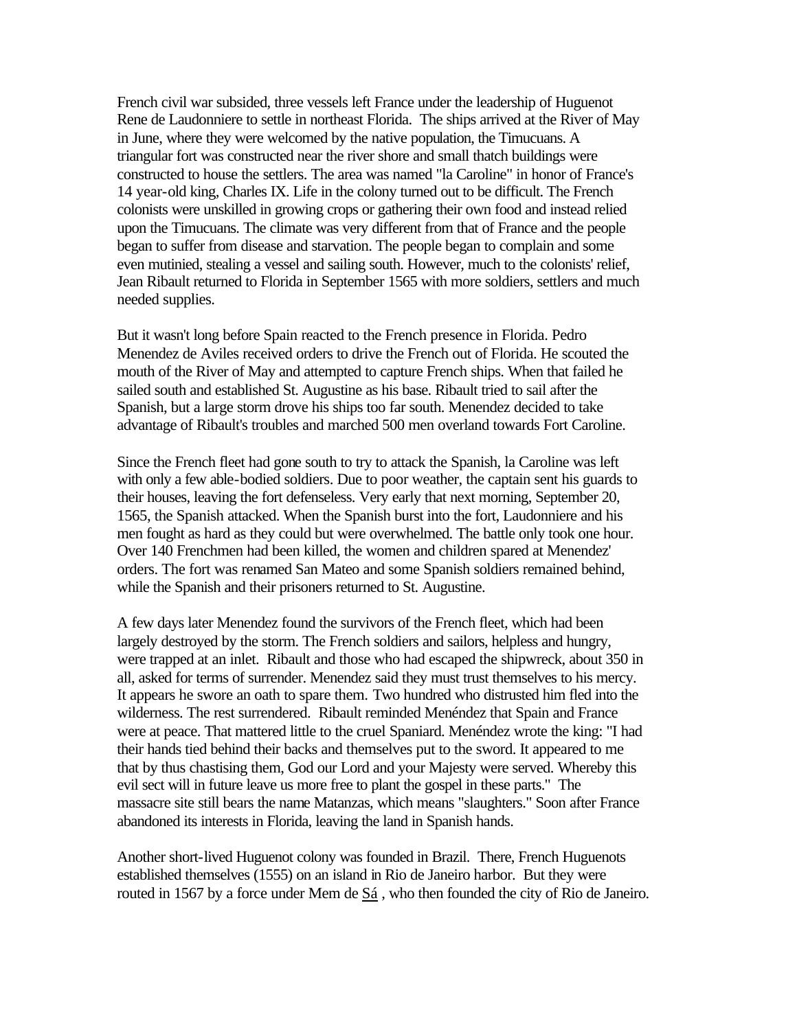French civil war subsided, three vessels left France under the leadership of Huguenot Rene de Laudonniere to settle in northeast Florida. The ships arrived at the River of May in June, where they were welcomed by the native population, the Timucuans. A triangular fort was constructed near the river shore and small thatch buildings were constructed to house the settlers. The area was named "la Caroline" in honor of France's 14 year-old king, Charles IX. Life in the colony turned out to be difficult. The French colonists were unskilled in growing crops or gathering their own food and instead relied upon the Timucuans. The climate was very different from that of France and the people began to suffer from disease and starvation. The people began to complain and some even mutinied, stealing a vessel and sailing south. However, much to the colonists' relief, Jean Ribault returned to Florida in September 1565 with more soldiers, settlers and much needed supplies.

But it wasn't long before Spain reacted to the French presence in Florida. Pedro Menendez de Aviles received orders to drive the French out of Florida. He scouted the mouth of the River of May and attempted to capture French ships. When that failed he sailed south and established St. Augustine as his base. Ribault tried to sail after the Spanish, but a large storm drove his ships too far south. Menendez decided to take advantage of Ribault's troubles and marched 500 men overland towards Fort Caroline.

Since the French fleet had gone south to try to attack the Spanish, la Caroline was left with only a few able-bodied soldiers. Due to poor weather, the captain sent his guards to their houses, leaving the fort defenseless. Very early that next morning, September 20, 1565, the Spanish attacked. When the Spanish burst into the fort, Laudonniere and his men fought as hard as they could but were overwhelmed. The battle only took one hour. Over 140 Frenchmen had been killed, the women and children spared at Menendez' orders. The fort was renamed San Mateo and some Spanish soldiers remained behind, while the Spanish and their prisoners returned to St. Augustine.

A few days later Menendez found the survivors of the French fleet, which had been largely destroyed by the storm. The French soldiers and sailors, helpless and hungry, were trapped at an inlet. Ribault and those who had escaped the shipwreck, about 350 in all, asked for terms of surrender. Menendez said they must trust themselves to his mercy. It appears he swore an oath to spare them. Two hundred who distrusted him fled into the wilderness. The rest surrendered. Ribault reminded Menéndez that Spain and France were at peace. That mattered little to the cruel Spaniard. Menéndez wrote the king: "I had their hands tied behind their backs and themselves put to the sword. It appeared to me that by thus chastising them, God our Lord and your Majesty were served. Whereby this evil sect will in future leave us more free to plant the gospel in these parts." The massacre site still bears the name Matanzas, which means "slaughters." Soon after France abandoned its interests in Florida, leaving the land in Spanish hands.

Another short-lived Huguenot colony was founded in Brazil. There, French Huguenots established themselves (1555) on an island in Rio de Janeiro harbor. But they were routed in 1567 by a force under Mem de Sá , who then founded the city of Rio de Janeiro.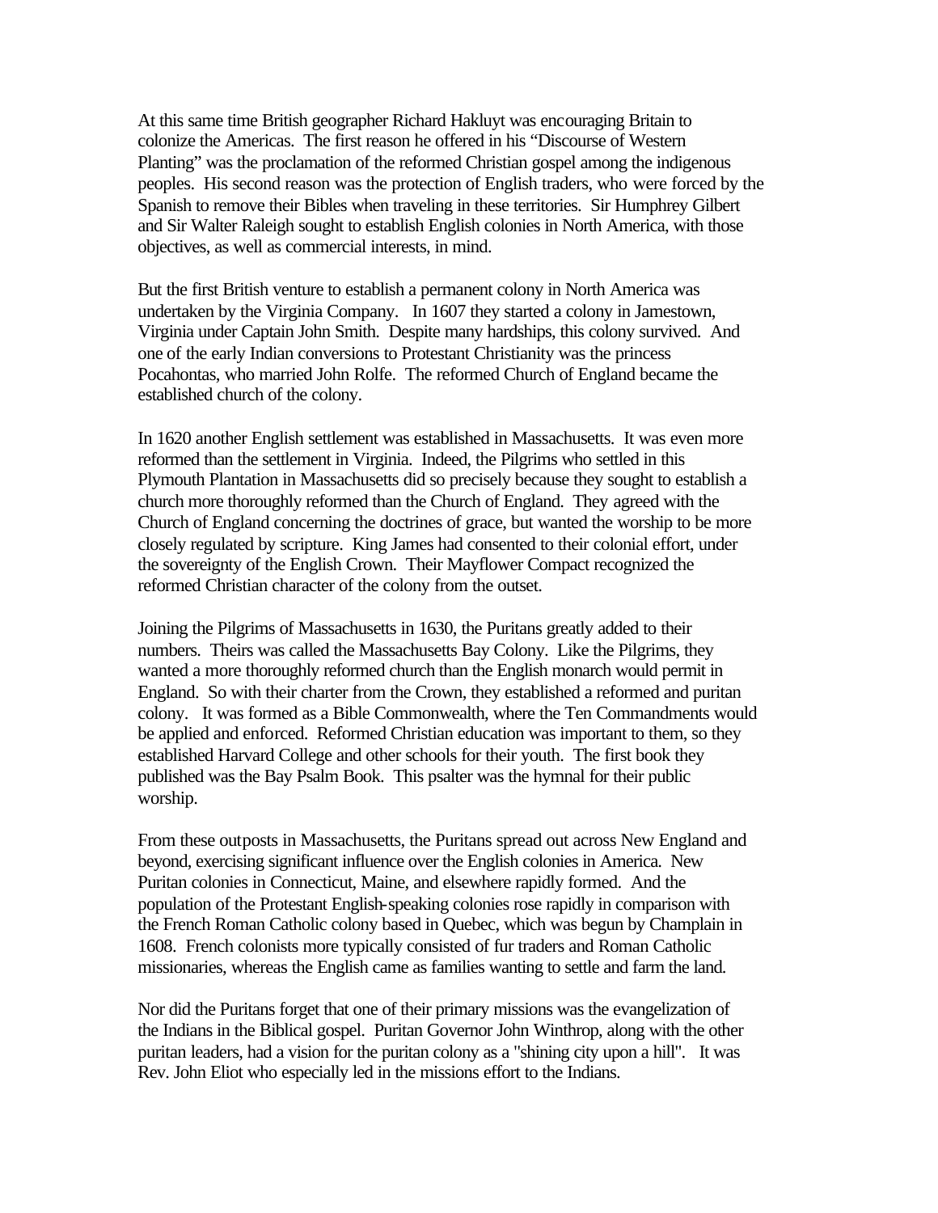At this same time British geographer Richard Hakluyt was encouraging Britain to colonize the Americas. The first reason he offered in his "Discourse of Western Planting" was the proclamation of the reformed Christian gospel among the indigenous peoples. His second reason was the protection of English traders, who were forced by the Spanish to remove their Bibles when traveling in these territories. Sir Humphrey Gilbert and Sir Walter Raleigh sought to establish English colonies in North America, with those objectives, as well as commercial interests, in mind.

But the first British venture to establish a permanent colony in North America was undertaken by the Virginia Company. In 1607 they started a colony in Jamestown, Virginia under Captain John Smith. Despite many hardships, this colony survived. And one of the early Indian conversions to Protestant Christianity was the princess Pocahontas, who married John Rolfe. The reformed Church of England became the established church of the colony.

In 1620 another English settlement was established in Massachusetts. It was even more reformed than the settlement in Virginia. Indeed, the Pilgrims who settled in this Plymouth Plantation in Massachusetts did so precisely because they sought to establish a church more thoroughly reformed than the Church of England. They agreed with the Church of England concerning the doctrines of grace, but wanted the worship to be more closely regulated by scripture. King James had consented to their colonial effort, under the sovereignty of the English Crown. Their Mayflower Compact recognized the reformed Christian character of the colony from the outset.

Joining the Pilgrims of Massachusetts in 1630, the Puritans greatly added to their numbers. Theirs was called the Massachusetts Bay Colony. Like the Pilgrims, they wanted a more thoroughly reformed church than the English monarch would permit in England. So with their charter from the Crown, they established a reformed and puritan colony. It was formed as a Bible Commonwealth, where the Ten Commandments would be applied and enforced. Reformed Christian education was important to them, so they established Harvard College and other schools for their youth. The first book they published was the Bay Psalm Book. This psalter was the hymnal for their public worship.

From these outposts in Massachusetts, the Puritans spread out across New England and beyond, exercising significant influence over the English colonies in America. New Puritan colonies in Connecticut, Maine, and elsewhere rapidly formed. And the population of the Protestant English-speaking colonies rose rapidly in comparison with the French Roman Catholic colony based in Quebec, which was begun by Champlain in 1608. French colonists more typically consisted of fur traders and Roman Catholic missionaries, whereas the English came as families wanting to settle and farm the land.

Nor did the Puritans forget that one of their primary missions was the evangelization of the Indians in the Biblical gospel. Puritan Governor John Winthrop, along with the other puritan leaders, had a vision for the puritan colony as a "shining city upon a hill". It was Rev. John Eliot who especially led in the missions effort to the Indians.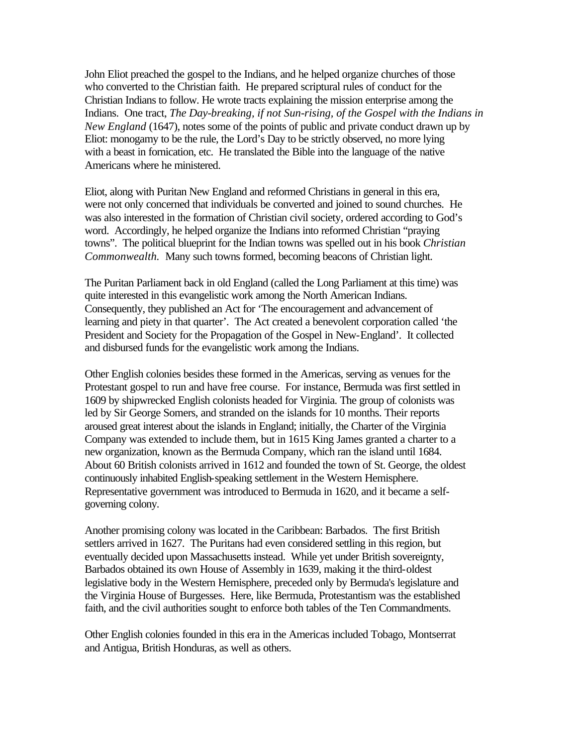John Eliot preached the gospel to the Indians, and he helped organize churches of those who converted to the Christian faith. He prepared scriptural rules of conduct for the Christian Indians to follow. He wrote tracts explaining the mission enterprise among the Indians. One tract, *The Day-breaking, if not Sun-rising, of the Gospel with the Indians in New England* (1647), notes some of the points of public and private conduct drawn up by Eliot: monogamy to be the rule, the Lord's Day to be strictly observed, no more lying with a beast in fornication, etc. He translated the Bible into the language of the native Americans where he ministered.

Eliot, along with Puritan New England and reformed Christians in general in this era, were not only concerned that individuals be converted and joined to sound churches. He was also interested in the formation of Christian civil society, ordered according to God's word. Accordingly, he helped organize the Indians into reformed Christian "praying towns". The political blueprint for the Indian towns was spelled out in his book *Christian Commonwealth*. Many such towns formed, becoming beacons of Christian light.

The Puritan Parliament back in old England (called the Long Parliament at this time) was quite interested in this evangelistic work among the North American Indians. Consequently, they published an Act for 'The encouragement and advancement of learning and piety in that quarter'. The Act created a benevolent corporation called 'the President and Society for the Propagation of the Gospel in New-England'. It collected and disbursed funds for the evangelistic work among the Indians.

Other English colonies besides these formed in the Americas, serving as venues for the Protestant gospel to run and have free course. For instance, Bermuda was first settled in 1609 by shipwrecked English colonists headed for Virginia. The group of colonists was led by Sir George Somers, and stranded on the islands for 10 months. Their reports aroused great interest about the islands in England; initially, the Charter of the Virginia Company was extended to include them, but in 1615 King James granted a charter to a new organization, known as the Bermuda Company, which ran the island until 1684. About 60 British colonists arrived in 1612 and founded the town of St. George, the oldest continuously inhabited English-speaking settlement in the Western Hemisphere. Representative government was introduced to Bermuda in 1620, and it became a self-governing colony.

Another promising colony was located in the Caribbean: Barbados. The first British settlers arrived in 1627. The Puritans had even considered settling in this region, but eventually decided upon Massachusetts instead. While yet under British sovereignty, Barbados obtained its own House of Assembly in 1639, making it the third-oldest legislative body in the Western Hemisphere, preceded only by Bermuda's legislature and the Virginia House of Burgesses. Here, like Bermuda, Protestantism was the established faith, and the civil authorities sought to enforce both tables of the Ten Commandments.

Other English colonies founded in this era in the Americas included Tobago, Montserrat and Antigua, British Honduras, as well as others.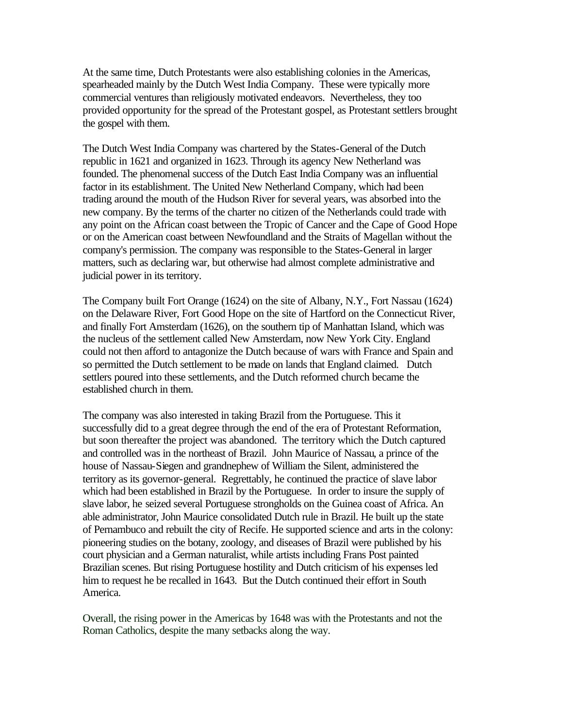At the same time, Dutch Protestants were also establishing colonies in the Americas, spearheaded mainly by the Dutch West India Company. These were typically more commercial ventures than religiously motivated endeavors. Nevertheless, they too provided opportunity for the spread of the Protestant gospel, as Protestant settlers brought the gospel with them.

The Dutch West India Company was chartered by the States-General of the Dutch republic in 1621 and organized in 1623. Through its agency New Netherland was founded. The phenomenal success of the Dutch East India Company was an influential factor in its establishment. The United New Netherland Company, which had been trading around the mouth of the Hudson River for several years, was absorbed into the new company. By the terms of the charter no citizen of the Netherlands could trade with any point on the African coast between the Tropic of Cancer and the Cape of Good Hope or on the American coast between Newfoundland and the Straits of Magellan without the company's permission. The company was responsible to the States-General in larger matters, such as declaring war, but otherwise had almost complete administrative and judicial power in its territory.

The Company built Fort Orange (1624) on the site of Albany, N.Y., Fort Nassau (1624) on the Delaware River, Fort Good Hope on the site of Hartford on the Connecticut River, and finally Fort Amsterdam (1626), on the southern tip of Manhattan Island, which was the nucleus of the settlement called New Amsterdam, now New York City. England could not then afford to antagonize the Dutch because of wars with France and Spain and so permitted the Dutch settlement to be made on lands that England claimed. Dutch settlers poured into these settlements, and the Dutch reformed church became the established church in them.

The company was also interested in taking Brazil from the Portuguese. This it successfully did to a great degree through the end of the era of Protestant Reformation, but soon thereafter the project was abandoned. The territory which the Dutch captured and controlled was in the northeast of Brazil. John Maurice of Nassau, a prince of the house of Nassau-Siegen and grandnephew of William the Silent, administered the territory as its governor-general. Regrettably, he continued the practice of slave labor which had been established in Brazil by the Portuguese. In order to insure the supply of slave labor, he seized several Portuguese strongholds on the Guinea coast of Africa. An able administrator, John Maurice consolidated Dutch rule in Brazil. He built up the state of Pernambuco and rebuilt the city of Recife. He supported science and arts in the colony: pioneering studies on the botany, zoology, and diseases of Brazil were published by his court physician and a German naturalist, while artists including Frans Post painted Brazilian scenes. But rising Portuguese hostility and Dutch criticism of his expenses led him to request he be recalled in 1643. But the Dutch continued their effort in South America.

Overall, the rising power in the Americas by 1648 was with the Protestants and not the Roman Catholics, despite the many setbacks along the way.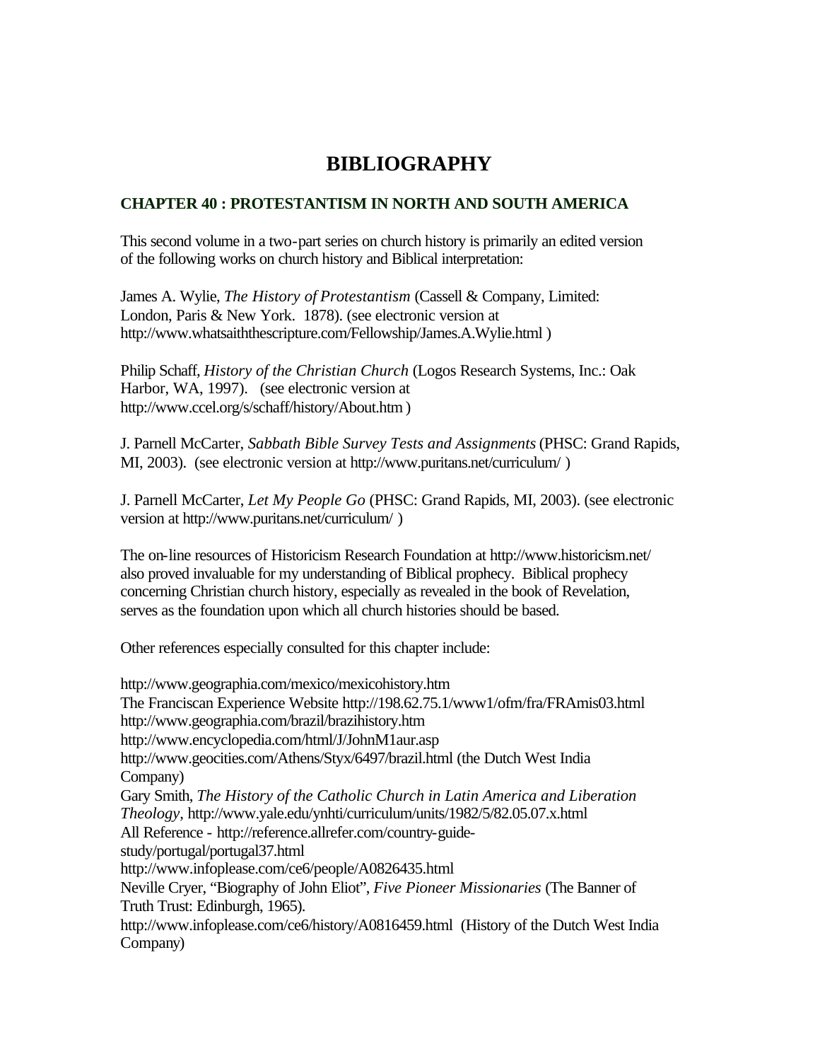# BIBLIOGRAPHY

## CHAPTER 40 : PROTESTANTISM IN NORTH AND SOUTH AMERICA

This second volume in a two-part series on church history is primarily an edited version of the following works on church history and Biblical interpretation:

James A. Wylie, *The History of Protestantism* (Cassell & Company, Limited: London, Paris & New York. 1878). (see electronic version at http://www.whatsaiththescripture.com/Fellowship/James.A.Wylie.html )

Philip Schaff, *History of the Christian Church* (Logos Research Systems, Inc.: Oak Harbor, WA, 1997). (see electronic version at http://www.ccel.org/s/schaff/history/About.htm )

J. Parnell McCarter, *Sabbath Bible Survey Tests and Assignments* (PHSC: Grand Rapids, MI, 2003). (see electronic version at http://www.puritans.net/curriculum/ )

J. Parnell McCarter, *Let My People Go* (PHSC: Grand Rapids, MI, 2003). (see electronic version at http://www.puritans.net/curriculum/ )

The on-line resources of Historicism Research Foundation at http://www.historicism.net/ also proved invaluable for my understanding of Biblical prophecy. Biblical prophecy concerning Christian church history, especially as revealed in the book of Revelation, serves as the foundation upon which all church histories should be based.

Other references especially consulted for this chapter include:

http://www.geographia.com/mexico/mexicohistory.htm
The Franciscan Experience Website http://198.62.75.1/www1/ofm/fra/FRAmis03.html
http://www.geographia.com/brazil/brazihistory.htm
http://www.encyclopedia.com/html/J/JohnM1aur.asp
http://www.geocities.com/Athens/Styx/6497/brazil.html (the Dutch West India Company)
Gary Smith, *The History of the Catholic Church in Latin America and Liberation Theology,* http://www.yale.edu/ynhti/curriculum/units/1982/5/82.05.07.x.html
All Reference - http://reference.allrefer.com/country-guide-study/portugal/portugal37.html
http://www.infoplease.com/ce6/people/A0826435.html
Neville Cryer, "Biography of John Eliot", *Five Pioneer Missionaries* (The Banner of Truth Trust: Edinburgh, 1965).
http://www.infoplease.com/ce6/history/A0816459.html (History of the Dutch West India Company)